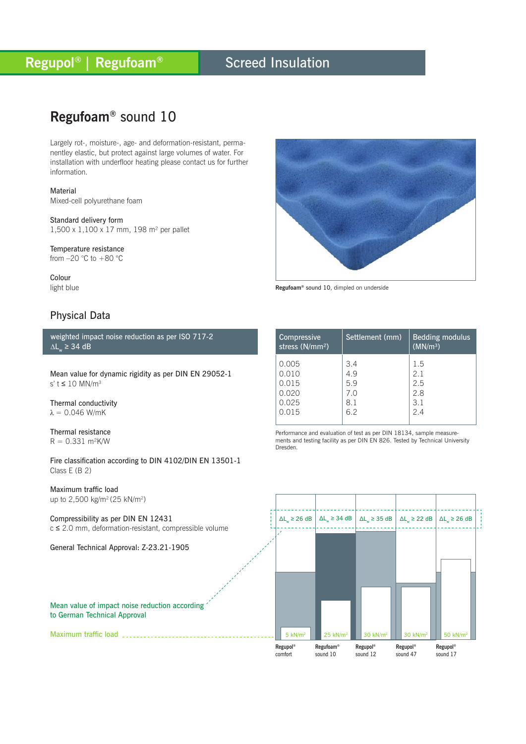Regupol® | Regufoam® Screed Insulation

# Regufoam® sound 10

Largely rot-, moisture-, age- and deformation-resistant, permanentley elastic, but protect against large volumes of water. For installation with underfloor heating please contact us for further information.

Material
Mixed-cell polyurethane foam

Standard delivery form
1,500 x 1,100 x 17 mm, 198 m² per pallet

Temperature resistance
from –20 °C to +80 °C

Colour
light blue

Regufoam® sound 10, dimpled on underside

## Physical Data

weighted impact noise reduction as per ISO 717-2
$\Delta L_w \geq 34$ dB

Mean value for dynamic rigidity as per DIN EN 29052-1
s' t ≤ 10 MN/m³

Thermal conductivity
λ = 0.046 W/mK

Thermal resistance
R = 0.331 m²K/W

Fire classification according to DIN 4102/DIN EN 13501-1
Class E (B 2)

Maximum traffic load
up to 2,500 kg/m² (25 kN/m²)

Compressibility as per DIN EN 12431
c ≤ 2.0 mm, deformation-resistant, compressible volume

General Technical Approval: Z-23.21-1905

| Compressive stress (N/mm²) | Settlement (mm) | Bedding modulus (MN/m³) |
|---|---|---|
| 0.005 | 3.4 | 1.5 |
| 0.010 | 4.9 | 2.1 |
| 0.015 | 5.9 | 2.5 |
| 0.020 | 7.0 | 2.8 |
| 0.025 | 8.1 | 3.1 |
| 0.015 | 6.2 | 2.4 |

Performance and evaluation of test as per DIN 18134, sample measurements and testing facility as per DIN EN 826. Tested by Technical University Dresden.

Mean value of impact noise reduction according to German Technical Approval

Maximum traffic load

| | Regupol® comfort | Regufoam® sound 10 | Regupol® sound 12 | Regupol® sound 47 | Regupol® sound 17 |
|---|---|---|---|---|---|
| Mean value of impact noise reduction | $\Delta L_w \geq 26$ dB | $\Delta L_w \geq 34$ dB | $\Delta L_w \geq 35$ dB | $\Delta L_w \geq 22$ dB | $\Delta L_w \geq 26$ dB |
| Maximum traffic load | 5 kN/m² | 25 kN/m² | 30 kN/m² | 30 kN/m² | 50 kN/m² |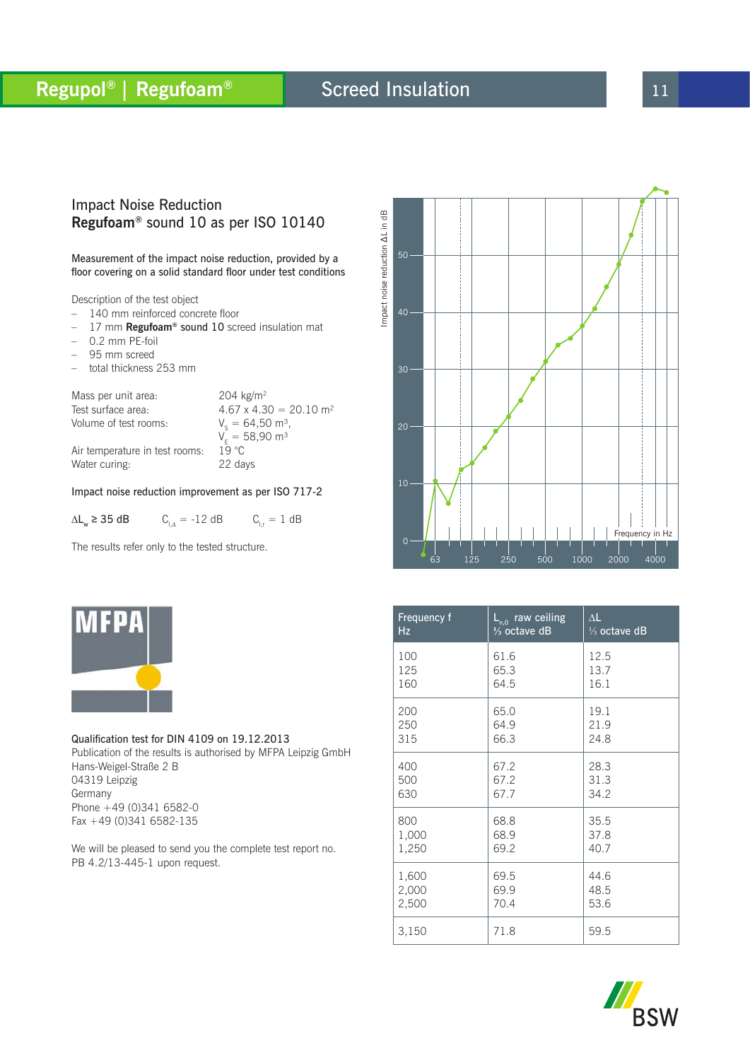## Impact Noise Reduction
## **Regufoam®** sound 10 as per ISO 10140

Measurement of the impact noise reduction, provided by a floor covering on a solid standard floor under test conditions

Description of the test object

- 140 mm reinforced concrete floor
- 17 mm **Regufoam®** sound 10 screed insulation mat
- 0.2 mm PE-foil
- 95 mm screed
- total thickness 253 mm

| | |
|---|---|
| Mass per unit area: | 204 kg/m² |
| Test surface area: | 4.67 x 4.30 = 20.10 m² |
| Volume of test rooms: | $V_S$ = 64,50 m³, $V_E$ = 58,90 m³ |
| Air temperature in test rooms: | 19 °C |
| Water curing: | 22 days |

Impact noise reduction improvement as per ISO 717-2

$\Delta L_w \geq 35$ dB  $C_{I,\Delta}$ = -12 dB  $C_{I,r}$ = 1 dB

The results refer only to the tested structure.

Qualification test for DIN 4109 on 19.12.2013
Publication of the results is authorised by MFPA Leipzig GmbH
Hans-Weigel-Straße 2 B
04319 Leipzig
Germany
Phone +49 (0)341 6582-0
Fax +49 (0)341 6582-135

We will be pleased to send you the complete test report no. PB 4.2/13-445-1 upon request.

| Frequency f Hz | $L_{n,0}$ raw ceiling ⅓ octave dB | ΔL ⅓ octave dB |
|---|---|---|
| 100 | 61.6 | 12.5 |
| 125 | 65.3 | 13.7 |
| 160 | 64.5 | 16.1 |
| 200 | 65.0 | 19.1 |
| 250 | 64.9 | 21.9 |
| 315 | 66.3 | 24.8 |
| 400 | 67.2 | 28.3 |
| 500 | 67.2 | 31.3 |
| 630 | 67.7 | 34.2 |
| 800 | 68.8 | 35.5 |
| 1,000 | 68.9 | 37.8 |
| 1,250 | 69.2 | 40.7 |
| 1,600 | 69.5 | 44.6 |
| 2,000 | 69.9 | 48.5 |
| 2,500 | 70.4 | 53.6 |
| 3,150 | 71.8 | 59.5 |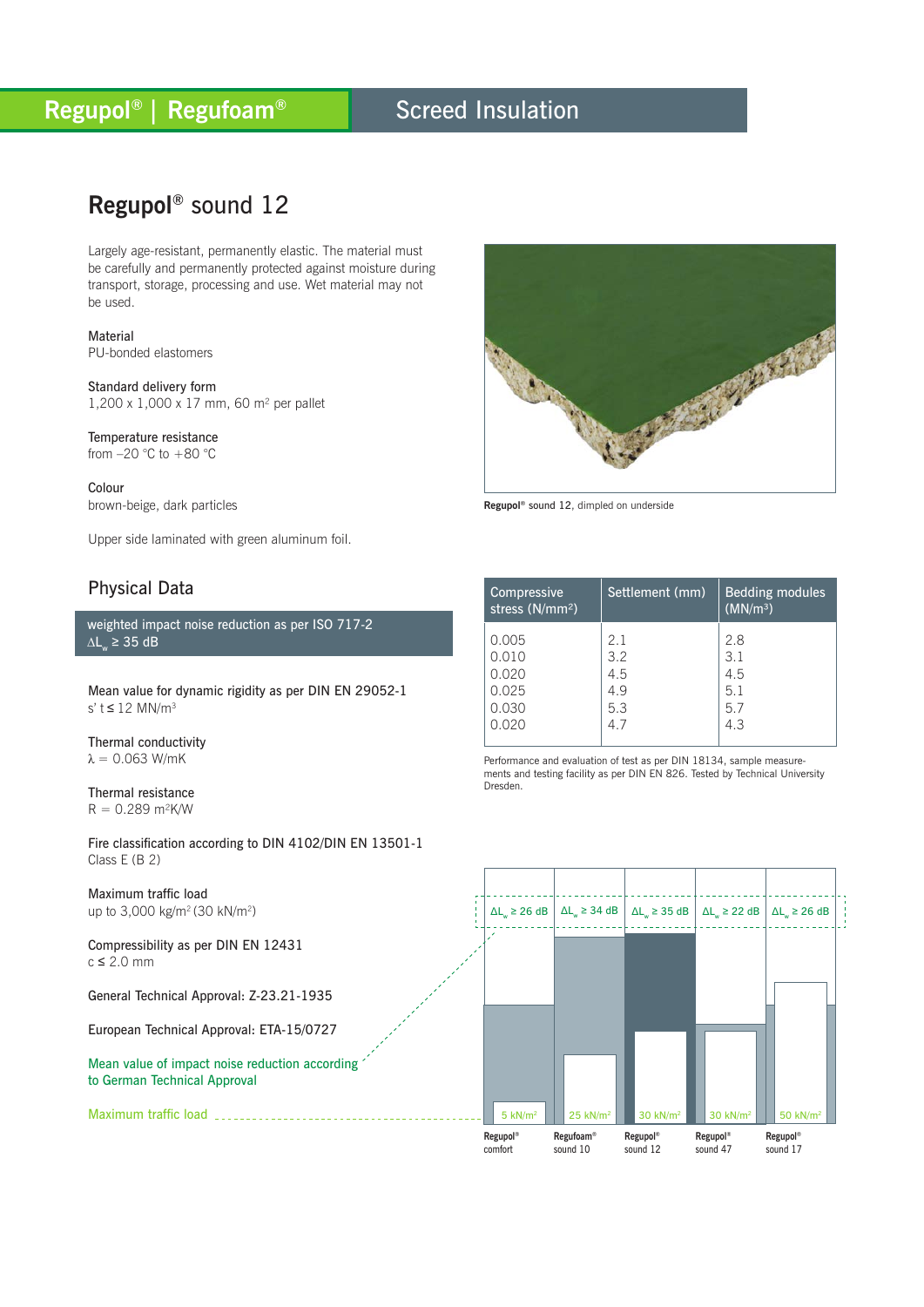Regupol® | Regufoam® — Screed Insulation

# Regupol® sound 12

Largely age-resistant, permanently elastic. The material must be carefully and permanently protected against moisture during transport, storage, processing and use. Wet material may not be used.

Material
PU-bonded elastomers

Standard delivery form
1,200 x 1,000 x 17 mm, 60 $m^2$ per pallet

Temperature resistance
from –20 °C to +80 °C

Colour
brown-beige, dark particles

Upper side laminated with green aluminum foil.

**Regupol® sound 12**, dimpled on underside

## Physical Data

weighted impact noise reduction as per ISO 717-2
$\Delta L_w \geq 35$ dB

Mean value for dynamic rigidity as per DIN EN 29052-1
$s'\,t \leq 12$ MN/$m^3$

Thermal conductivity
$\lambda = 0.063$ W/mK

Thermal resistance
$R = 0.289$ $m^2$K/W

Fire classification according to DIN 4102/DIN EN 13501-1
Class E (B 2)

Maximum traffic load
up to 3,000 kg/$m^2$ (30 kN/$m^2$)

Compressibility as per DIN EN 12431
$c \leq 2.0$ mm

General Technical Approval: Z-23.21-1935

European Technical Approval: ETA-15/0727

| Compressive stress (N/mm²) | Settlement (mm) | Bedding modules (MN/m³) |
|---|---|---|
| 0.005 | 2.1 | 2.8 |
| 0.010 | 3.2 | 3.1 |
| 0.020 | 4.5 | 4.5 |
| 0.025 | 4.9 | 5.1 |
| 0.030 | 5.3 | 5.7 |
| 0.020 | 4.7 | 4.3 |

Performance and evaluation of test as per DIN 18134, sample measurements and testing facility as per DIN EN 826. Tested by Technical University Dresden.

| | Regupol® comfort | Regufoam® sound 10 | Regupol® sound 12 | Regupol® sound 47 | Regupol® sound 17 |
|---|---|---|---|---|---|
| Mean value of impact noise reduction according to German Technical Approval | $\Delta L_w \geq 26$ dB | $\Delta L_w \geq 34$ dB | $\Delta L_w \geq 35$ dB | $\Delta L_w \geq 22$ dB | $\Delta L_w \geq 26$ dB |
| Maximum traffic load | 5 kN/$m^2$ | 25 kN/$m^2$ | 30 kN/$m^2$ | 30 kN/$m^2$ | 50 kN/$m^2$ |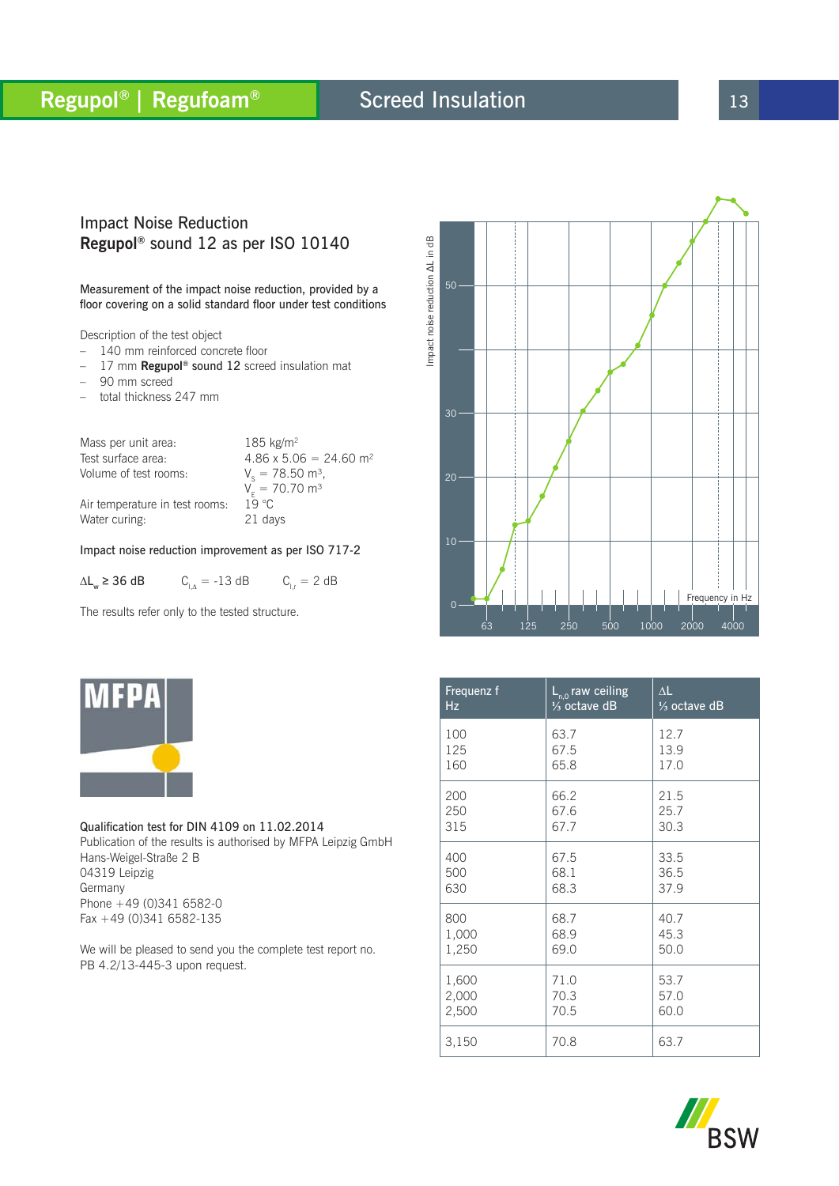## Impact Noise Reduction
## **Regupol**® sound 12 as per ISO 10140

Measurement of the impact noise reduction, provided by a floor covering on a solid standard floor under test conditions

Description of the test object

- 140 mm reinforced concrete floor
- 17 mm **Regupol**® sound 12 screed insulation mat
- 90 mm screed
- total thickness 247 mm

| | |
|---|---|
| Mass per unit area: | 185 kg/m² |
| Test surface area: | 4.86 x 5.06 = 24.60 m² |
| Volume of test rooms: | $V_S$ = 78.50 m³, $V_E$ = 70.70 m³ |
| Air temperature in test rooms: | 19 °C |
| Water curing: | 21 days |

Impact noise reduction improvement as per ISO 717-2

$\Delta L_w \geq 36$ dB  $C_{I,\Delta} = -13$ dB  $C_{I,r} = 2$ dB

The results refer only to the tested structure.

| Frequenz f Hz | $L_{n,0}$ raw ceiling ⅓ octave dB | ΔL ⅓ octave dB |
|---|---|---|
| 100 | 63.7 | 12.7 |
| 125 | 67.5 | 13.9 |
| 160 | 65.8 | 17.0 |
| 200 | 66.2 | 21.5 |
| 250 | 67.6 | 25.7 |
| 315 | 67.7 | 30.3 |
| 400 | 67.5 | 33.5 |
| 500 | 68.1 | 36.5 |
| 630 | 68.3 | 37.9 |
| 800 | 68.7 | 40.7 |
| 1,000 | 68.9 | 45.3 |
| 1,250 | 69.0 | 50.0 |
| 1,600 | 71.0 | 53.7 |
| 2,000 | 70.3 | 57.0 |
| 2,500 | 70.5 | 60.0 |
| 3,150 | 70.8 | 63.7 |

Qualification test for DIN 4109 on 11.02.2014
Publication of the results is authorised by MFPA Leipzig GmbH
Hans-Weigel-Straße 2 B
04319 Leipzig
Germany
Phone +49 (0)341 6582-0
Fax +49 (0)341 6582-135

We will be pleased to send you the complete test report no. PB 4.2/13-445-3 upon request.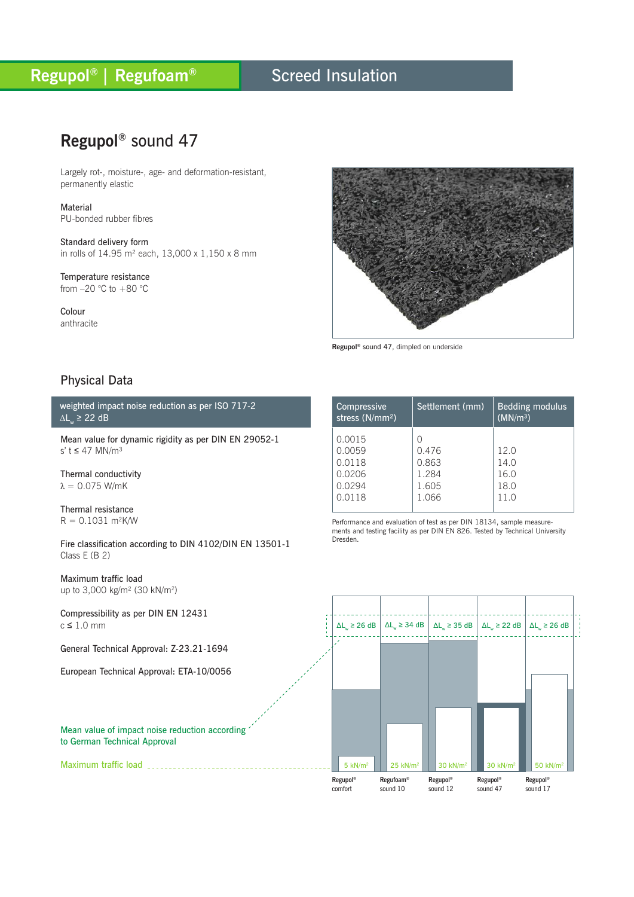Regupol® | Regufoam® — Screed Insulation

# Regupol® sound 47

Largely rot-, moisture-, age- and deformation-resistant, permanently elastic

**Material**
PU-bonded rubber fibres

**Standard delivery form**
in rolls of 14.95 m² each, 13,000 x 1,150 x 8 mm

**Temperature resistance**
from –20 °C to +80 °C

**Colour**
anthracite

Regupol® sound 47, dimpled on underside

## Physical Data

**weighted impact noise reduction as per ISO 717-2**
$\Delta L_w \geq 22$ dB

**Mean value for dynamic rigidity as per DIN EN 29052-1**
s' t ≤ 47 MN/m³

**Thermal conductivity**
$\lambda = 0.075$ W/mK

**Thermal resistance**
R = 0.1031 m²K/W

**Fire classification according to DIN 4102/DIN EN 13501-1**
Class E (B 2)

**Maximum traffic load**
up to 3,000 kg/m² (30 kN/m²)

**Compressibility as per DIN EN 12431**
c ≤ 1.0 mm

**General Technical Approval:** Z-23.21-1694

**European Technical Approval:** ETA-10/0056

| Compressive stress (N/mm²) | Settlement (mm) | Bedding modulus (MN/m³) |
|---|---|---|
| 0.0015 | 0 | |
| 0.0059 | 0.476 | 12.0 |
| 0.0118 | 0.863 | 14.0 |
| 0.0206 | 1.284 | 16.0 |
| 0.0294 | 1.605 | 18.0 |
| 0.0118 | 1.066 | 11.0 |

Performance and evaluation of test as per DIN 18134, sample measurements and testing facility as per DIN EN 826. Tested by Technical University Dresden.

Mean value of impact noise reduction according to German Technical Approval

Maximum traffic load

| | Regupol® comfort | Regufoam® sound 10 | Regupol® sound 12 | Regupol® sound 47 | Regupol® sound 17 |
|---|---|---|---|---|---|
| Mean value of impact noise reduction | $\Delta L_w \geq 26$ dB | $\Delta L_w \geq 34$ dB | $\Delta L_w \geq 35$ dB | $\Delta L_w \geq 22$ dB | $\Delta L_w \geq 26$ dB |
| Maximum traffic load | 5 kN/m² | 25 kN/m² | 30 kN/m² | 30 kN/m² | 50 kN/m² |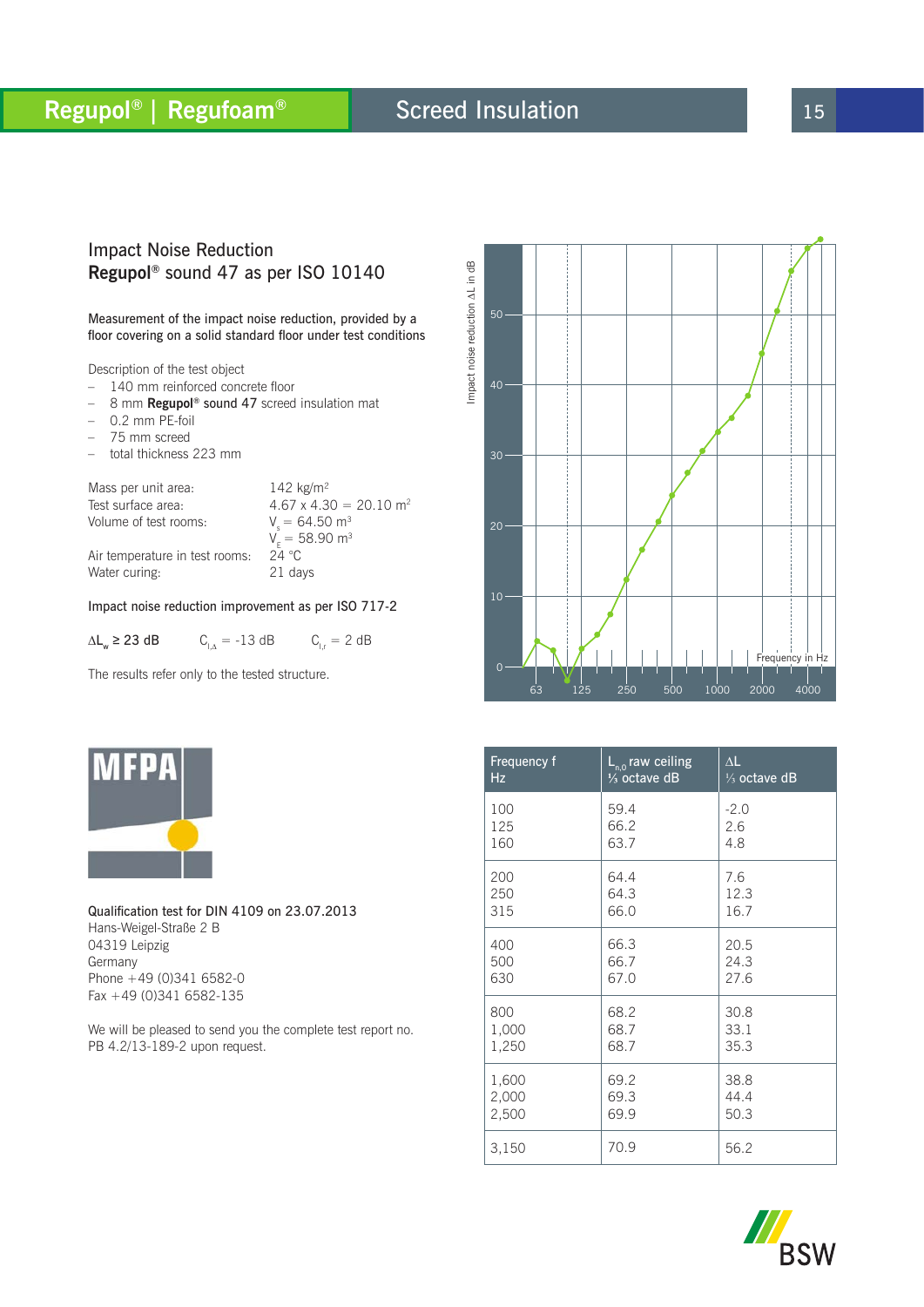## Impact Noise Reduction
## **Regupol**® sound 47 as per ISO 10140

Measurement of the impact noise reduction, provided by a floor covering on a solid standard floor under test conditions

Description of the test object

- 140 mm reinforced concrete floor
- 8 mm **Regupol**® sound 47 screed insulation mat
- 0.2 mm PE-foil
- 75 mm screed
- total thickness 223 mm

| | |
|---|---|
| Mass per unit area: | 142 kg/m² |
| Test surface area: | 4.67 x 4.30 = 20.10 m² |
| Volume of test rooms: | $V_s$ = 64.50 m³ |
| | $V_E$ = 58.90 m³ |
| Air temperature in test rooms: | 24 °C |
| Water curing: | 21 days |

Impact noise reduction improvement as per ISO 717-2

$\Delta L_w \geq 23$ dB $C_{I,\Delta}$ = -13 dB $C_{I,r}$ = 2 dB

The results refer only to the tested structure.

Impact noise reduction ΔL in dB

Frequency in Hz

MFPA

Qualification test for DIN 4109 on 23.07.2013
Hans-Weigel-Straße 2 B
04319 Leipzig
Germany
Phone +49 (0)341 6582-0
Fax +49 (0)341 6582-135

We will be pleased to send you the complete test report no. PB 4.2/13-189-2 upon request.

| Frequency f Hz | $L_{n,0}$ raw ceiling ⅓ octave dB | ΔL ⅓ octave dB |
|---|---|---|
| 100 | 59.4 | -2.0 |
| 125 | 66.2 | 2.6 |
| 160 | 63.7 | 4.8 |
| 200 | 64.4 | 7.6 |
| 250 | 64.3 | 12.3 |
| 315 | 66.0 | 16.7 |
| 400 | 66.3 | 20.5 |
| 500 | 66.7 | 24.3 |
| 630 | 67.0 | 27.6 |
| 800 | 68.2 | 30.8 |
| 1,000 | 68.7 | 33.1 |
| 1,250 | 68.7 | 35.3 |
| 1,600 | 69.2 | 38.8 |
| 2,000 | 69.3 | 44.4 |
| 2,500 | 69.9 | 50.3 |
| 3,150 | 70.9 | 56.2 |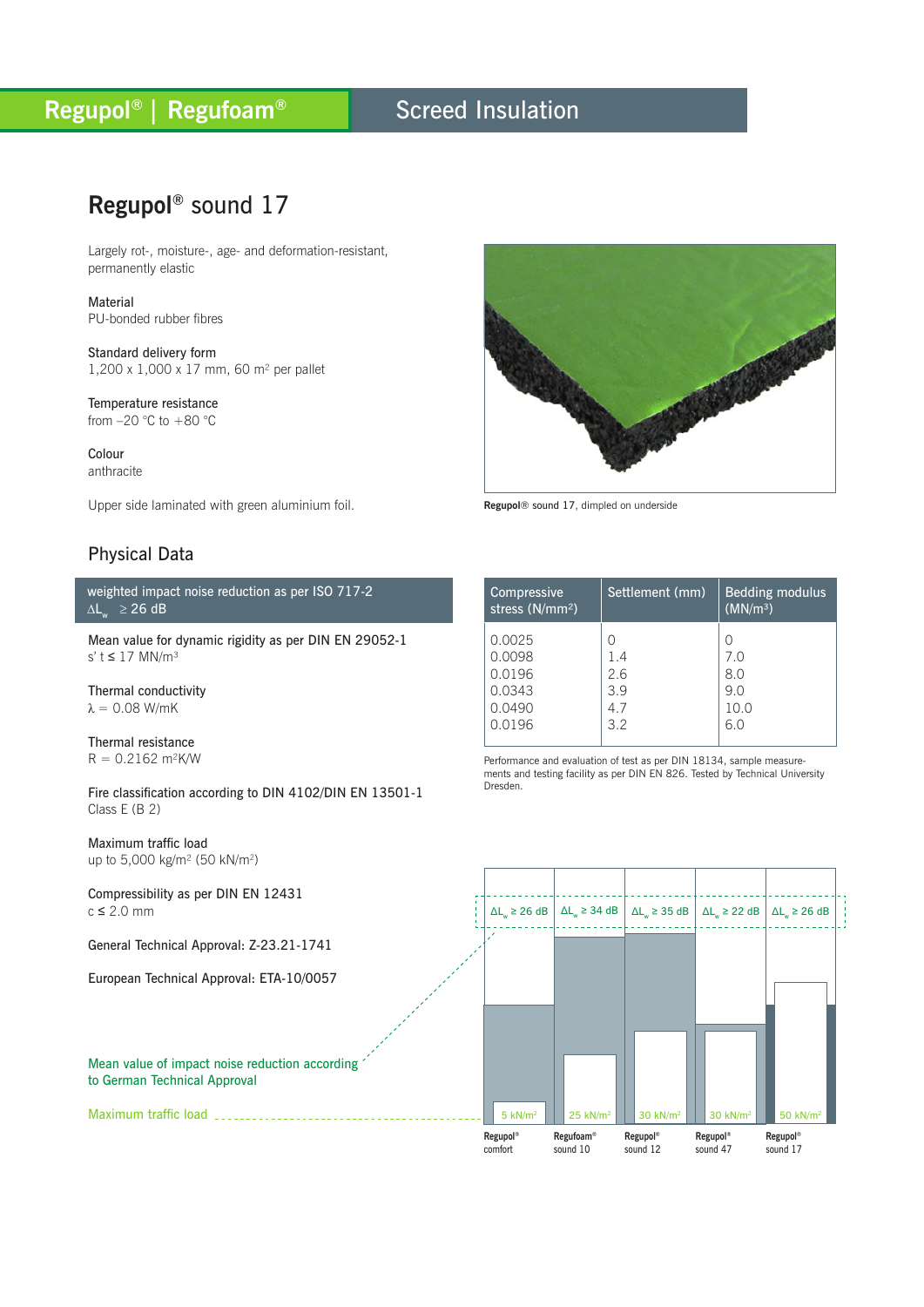# Regupol® sound 17

Largely rot-, moisture-, age- and deformation-resistant, permanently elastic

Material
PU-bonded rubber fibres

Standard delivery form
1,200 x 1,000 x 17 mm, 60 $m^2$ per pallet

Temperature resistance
from –20 °C to +80 °C

Colour
anthracite

Upper side laminated with green aluminium foil.

**Regupol®** sound 17, dimpled on underside

## Physical Data

**weighted impact noise reduction as per ISO 717-2**
$\Delta L_w \geq 26$ dB

Mean value for dynamic rigidity as per DIN EN 29052-1
s' t ≤ 17 MN/$m^3$

Thermal conductivity
$\lambda = 0.08$ W/mK

Thermal resistance
R = 0.2162 $m^2$K/W

Fire classification according to DIN 4102/DIN EN 13501-1
Class E (B 2)

Maximum traffic load
up to 5,000 kg/$m^2$ (50 kN/$m^2$)

Compressibility as per DIN EN 12431
c ≤ 2.0 mm

General Technical Approval: Z-23.21-1741

European Technical Approval: ETA-10/0057

| Compressive stress (N/mm²) | Settlement (mm) | Bedding modulus (MN/m³) |
|---|---|---|
| 0.0025 | 0 | 0 |
| 0.0098 | 1.4 | 7.0 |
| 0.0196 | 2.6 | 8.0 |
| 0.0343 | 3.9 | 9.0 |
| 0.0490 | 4.7 | 10.0 |
| 0.0196 | 3.2 | 6.0 |

Performance and evaluation of test as per DIN 18134, sample measurements and testing facility as per DIN EN 826. Tested by Technical University Dresden.

Mean value of impact noise reduction according to German Technical Approval

Maximum traffic load

| | Regupol® comfort | Regufoam® sound 10 | Regupol® sound 12 | Regupol® sound 47 | Regupol® sound 17 |
|---|---|---|---|---|---|
| Mean value of impact noise reduction | $\Delta L_w \geq 26$ dB | $\Delta L_w \geq 34$ dB | $\Delta L_w \geq 35$ dB | $\Delta L_w \geq 22$ dB | $\Delta L_w \geq 26$ dB |
| Maximum traffic load | 5 kN/m² | 25 kN/m² | 30 kN/m² | 30 kN/m² | 50 kN/m² |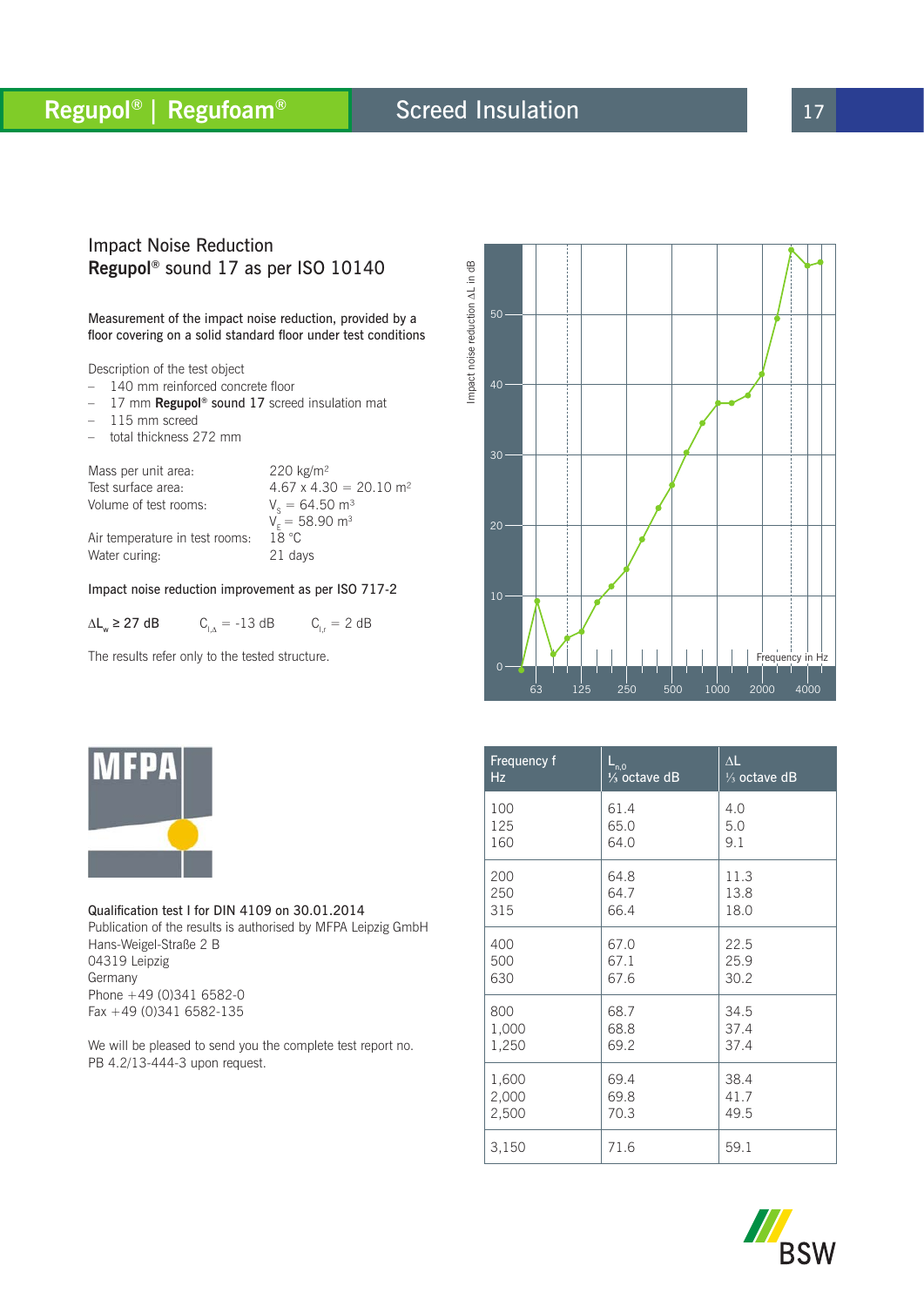Regupol® | Regufoam® — Screed Insulation

## Impact Noise Reduction
## **Regupol®** sound 17 as per ISO 10140

Measurement of the impact noise reduction, provided by a floor covering on a solid standard floor under test conditions

Description of the test object

- 140 mm reinforced concrete floor
- 17 mm **Regupol®** sound 17 screed insulation mat
- 115 mm screed
- total thickness 272 mm

| | |
|---|---|
| Mass per unit area: | 220 kg/m² |
| Test surface area: | 4.67 x 4.30 = 20.10 m² |
| Volume of test rooms: | $V_S$ = 64.50 m³ |
| | $V_E$ = 58.90 m³ |
| Air temperature in test rooms: | 18 °C |
| Water curing: | 21 days |

Impact noise reduction improvement as per ISO 717-2

$\Delta L_w \geq 27$ dB $\quad C_{I,\Delta} = -13$ dB $\quad C_{I,r} = 2$ dB

The results refer only to the tested structure.

| Frequency f Hz | $L_{n,0}$ ⅓ octave dB | ΔL ⅓ octave dB |
|---|---|---|
| 100 | 61.4 | 4.0 |
| 125 | 65.0 | 5.0 |
| 160 | 64.0 | 9.1 |
| 200 | 64.8 | 11.3 |
| 250 | 64.7 | 13.8 |
| 315 | 66.4 | 18.0 |
| 400 | 67.0 | 22.5 |
| 500 | 67.1 | 25.9 |
| 630 | 67.6 | 30.2 |
| 800 | 68.7 | 34.5 |
| 1,000 | 68.8 | 37.4 |
| 1,250 | 69.2 | 37.4 |
| 1,600 | 69.4 | 38.4 |
| 2,000 | 69.8 | 41.7 |
| 2,500 | 70.3 | 49.5 |
| 3,150 | 71.6 | 59.1 |

Qualification test I for DIN 4109 on 30.01.2014
Publication of the results is authorised by MFPA Leipzig GmbH
Hans-Weigel-Straße 2 B
04319 Leipzig
Germany
Phone +49 (0)341 6582-0
Fax +49 (0)341 6582-135

We will be pleased to send you the complete test report no. PB 4.2/13-444-3 upon request.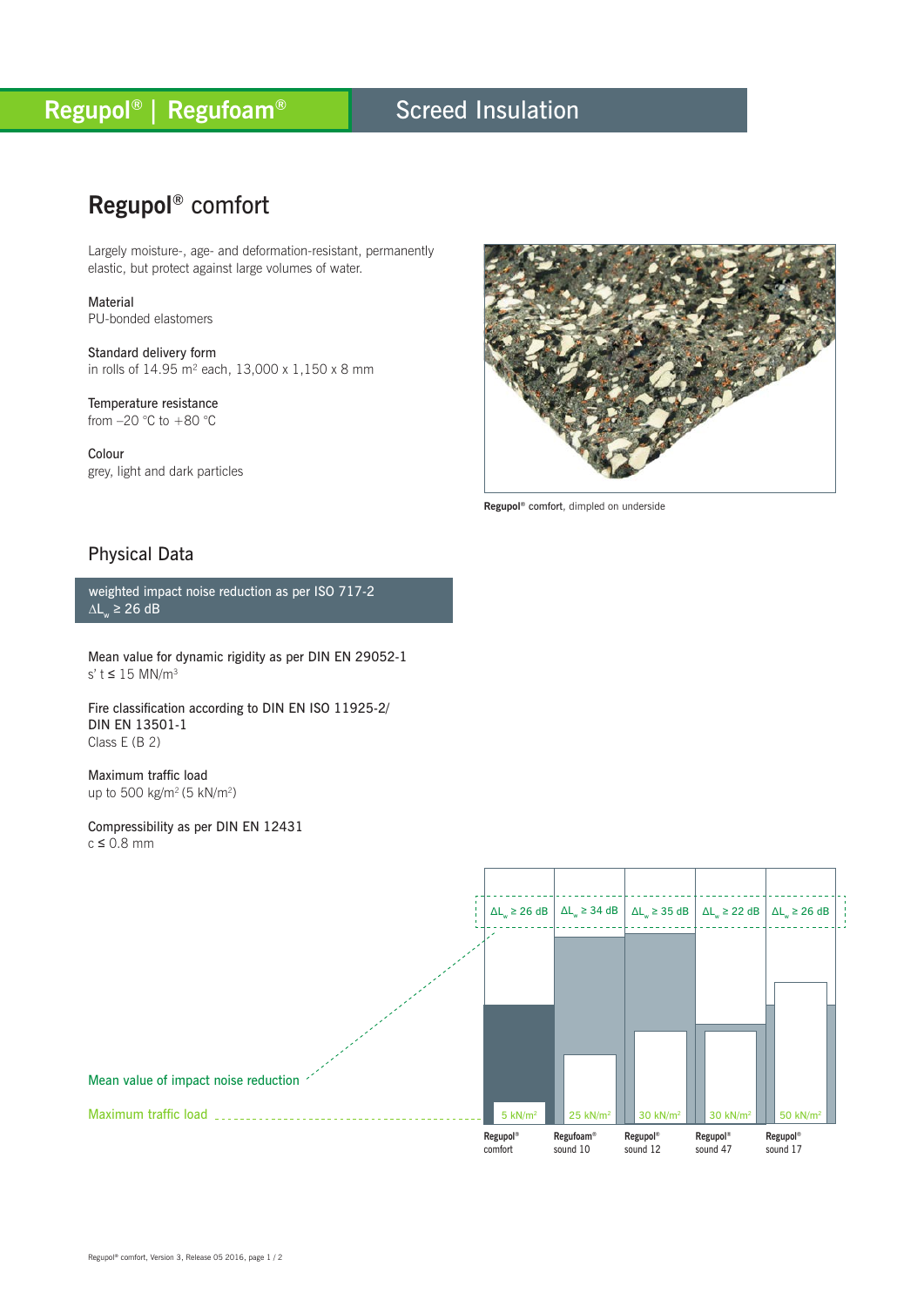Regupol® | Regufoam® Screed Insulation

# Regupol® comfort

Largely moisture-, age- and deformation-resistant, permanently elastic, but protect against large volumes of water.

Material
PU-bonded elastomers

Standard delivery form
in rolls of 14.95 m² each, 13,000 x 1,150 x 8 mm

Temperature resistance
from –20 °C to +80 °C

Colour
grey, light and dark particles

**Regupol®** comfort, dimpled on underside

## Physical Data

weighted impact noise reduction as per ISO 717-2
$\Delta L_w \geq 26$ dB

Mean value for dynamic rigidity as per DIN EN 29052-1
s' t ≤ 15 MN/m³

Fire classification according to DIN EN ISO 11925-2/
DIN EN 13501-1
Class E (B 2)

Maximum traffic load
up to 500 kg/m² (5 kN/m²)

Compressibility as per DIN EN 12431
c ≤ 0.8 mm

| | Regupol® comfort | Regufoam® sound 10 | Regupol® sound 12 | Regupol® sound 47 | Regupol® sound 17 |
|---|---|---|---|---|---|
| Mean value of impact noise reduction | $\Delta L_w \geq 26$ dB | $\Delta L_w \geq 34$ dB | $\Delta L_w \geq 35$ dB | $\Delta L_w \geq 22$ dB | $\Delta L_w \geq 26$ dB |
| Maximum traffic load | 5 kN/m² | 25 kN/m² | 30 kN/m² | 30 kN/m² | 50 kN/m² |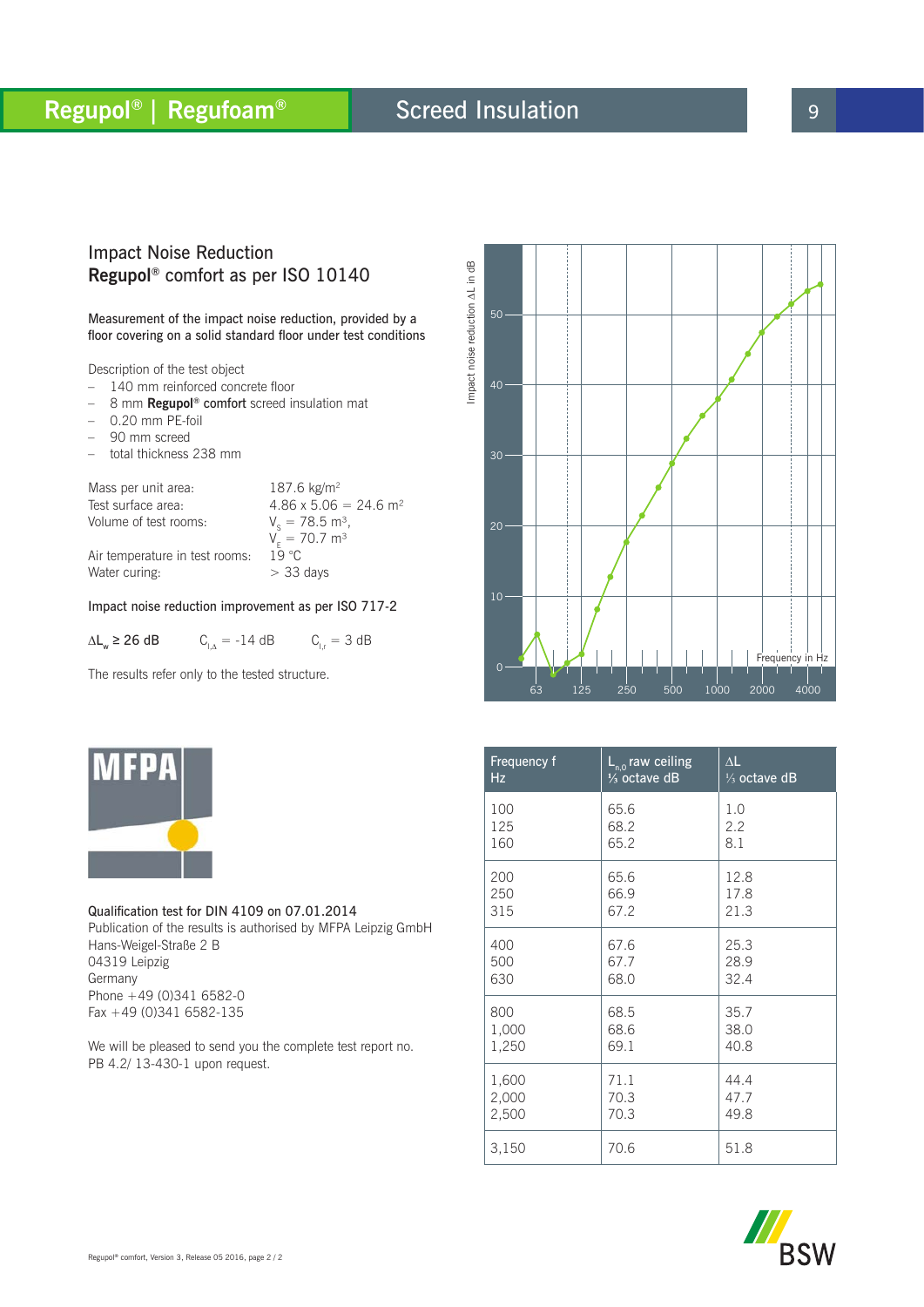## Impact Noise Reduction
**Regupol® comfort as per ISO 10140**

Measurement of the impact noise reduction, provided by a floor covering on a solid standard floor under test conditions

Description of the test object

- 140 mm reinforced concrete floor
- 8 mm **Regupol®** comfort screed insulation mat
- 0.20 mm PE-foil
- 90 mm screed
- total thickness 238 mm

| | |
|---|---|
| Mass per unit area: | 187.6 kg/m² |
| Test surface area: | 4.86 x 5.06 = 24.6 m² |
| Volume of test rooms: | $V_S$ = 78.5 m³, $V_E$ = 70.7 m³ |
| Air temperature in test rooms: | 19 °C |
| Water curing: | > 33 days |

Impact noise reduction improvement as per ISO 717-2

$\Delta L_w \geq 26$ dB $C_{I,\Delta}$ = -14 dB $C_{I,r}$ = 3 dB

The results refer only to the tested structure.

Impact noise reduction ΔL in dB
50
40
30
20
10
0
Frequency in Hz
63 125 250 500 1000 2000 4000

| Frequency f Hz | $L_{n,0}$ raw ceiling ⅓ octave dB | ΔL ⅓ octave dB |
|---|---|---|
| 100 | 65.6 | 1.0 |
| 125 | 68.2 | 2.2 |
| 160 | 65.2 | 8.1 |
| 200 | 65.6 | 12.8 |
| 250 | 66.9 | 17.8 |
| 315 | 67.2 | 21.3 |
| 400 | 67.6 | 25.3 |
| 500 | 67.7 | 28.9 |
| 630 | 68.0 | 32.4 |
| 800 | 68.5 | 35.7 |
| 1,000 | 68.6 | 38.0 |
| 1,250 | 69.1 | 40.8 |
| 1,600 | 71.1 | 44.4 |
| 2,000 | 70.3 | 47.7 |
| 2,500 | 70.3 | 49.8 |
| 3,150 | 70.6 | 51.8 |

MFPA

Qualification test for DIN 4109 on 07.01.2014
Publication of the results is authorised by MFPA Leipzig GmbH
Hans-Weigel-Straße 2 B
04319 Leipzig
Germany
Phone +49 (0)341 6582-0
Fax +49 (0)341 6582-135

We will be pleased to send you the complete test report no. PB 4.2/ 13-430-1 upon request.

Regupol® comfort, Version 3, Release 05 2016, page 2 / 2